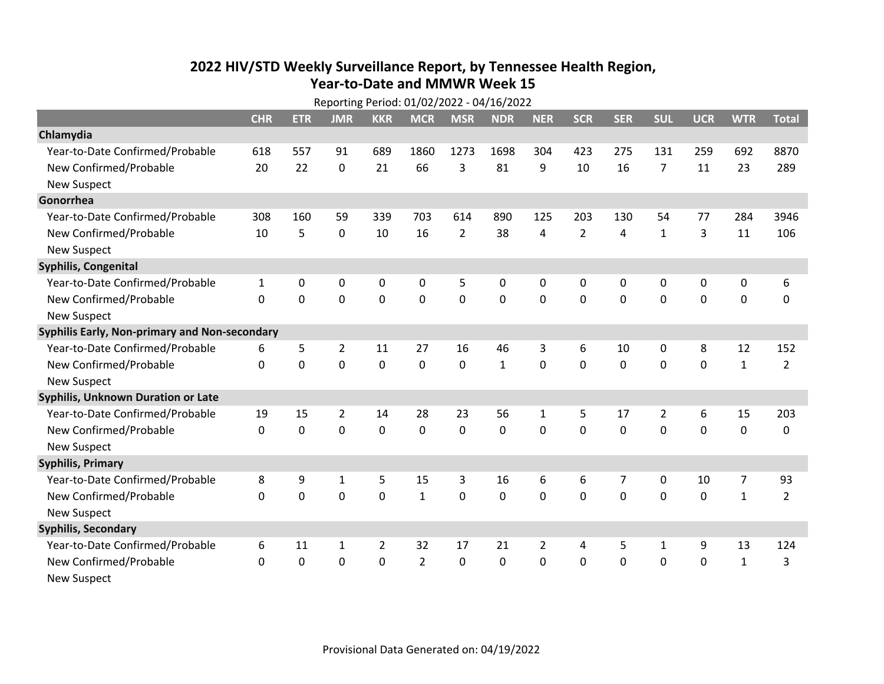# 2022 HIV/STD Weekly Surveillance Report, by Tennessee Health Region, Year-to-Date and MMWR Week 15

Reporting Period: 01/02/2022 - 04/16/2022

| | CHR | ETR | JMR | KKR | MCR | MSR | NDR | NER | SCR | SER | SUL | UCR | WTR | Total |
|---|---|---|---|---|---|---|---|---|---|---|---|---|---|---|
| **Chlamydia** | | | | | | | | | | | | | | |
| Year-to-Date Confirmed/Probable | 618 | 557 | 91 | 689 | 1860 | 1273 | 1698 | 304 | 423 | 275 | 131 | 259 | 692 | 8870 |
| New Confirmed/Probable | 20 | 22 | 0 | 21 | 66 | 3 | 81 | 9 | 10 | 16 | 7 | 11 | 23 | 289 |
| New Suspect | | | | | | | | | | | | | | |
| **Gonorrhea** | | | | | | | | | | | | | | |
| Year-to-Date Confirmed/Probable | 308 | 160 | 59 | 339 | 703 | 614 | 890 | 125 | 203 | 130 | 54 | 77 | 284 | 3946 |
| New Confirmed/Probable | 10 | 5 | 0 | 10 | 16 | 2 | 38 | 4 | 2 | 4 | 1 | 3 | 11 | 106 |
| New Suspect | | | | | | | | | | | | | | |
| **Syphilis, Congenital** | | | | | | | | | | | | | | |
| Year-to-Date Confirmed/Probable | 1 | 0 | 0 | 0 | 0 | 5 | 0 | 0 | 0 | 0 | 0 | 0 | 0 | 6 |
| New Confirmed/Probable | 0 | 0 | 0 | 0 | 0 | 0 | 0 | 0 | 0 | 0 | 0 | 0 | 0 | 0 |
| New Suspect | | | | | | | | | | | | | | |
| **Syphilis Early, Non-primary and Non-secondary** | | | | | | | | | | | | | | |
| Year-to-Date Confirmed/Probable | 6 | 5 | 2 | 11 | 27 | 16 | 46 | 3 | 6 | 10 | 0 | 8 | 12 | 152 |
| New Confirmed/Probable | 0 | 0 | 0 | 0 | 0 | 0 | 1 | 0 | 0 | 0 | 0 | 0 | 1 | 2 |
| New Suspect | | | | | | | | | | | | | | |
| **Syphilis, Unknown Duration or Late** | | | | | | | | | | | | | | |
| Year-to-Date Confirmed/Probable | 19 | 15 | 2 | 14 | 28 | 23 | 56 | 1 | 5 | 17 | 2 | 6 | 15 | 203 |
| New Confirmed/Probable | 0 | 0 | 0 | 0 | 0 | 0 | 0 | 0 | 0 | 0 | 0 | 0 | 0 | 0 |
| New Suspect | | | | | | | | | | | | | | |
| **Syphilis, Primary** | | | | | | | | | | | | | | |
| Year-to-Date Confirmed/Probable | 8 | 9 | 1 | 5 | 15 | 3 | 16 | 6 | 6 | 7 | 0 | 10 | 7 | 93 |
| New Confirmed/Probable | 0 | 0 | 0 | 0 | 1 | 0 | 0 | 0 | 0 | 0 | 0 | 0 | 1 | 2 |
| New Suspect | | | | | | | | | | | | | | |
| **Syphilis, Secondary** | | | | | | | | | | | | | | |
| Year-to-Date Confirmed/Probable | 6 | 11 | 1 | 2 | 32 | 17 | 21 | 2 | 4 | 5 | 1 | 9 | 13 | 124 |
| New Confirmed/Probable | 0 | 0 | 0 | 0 | 2 | 0 | 0 | 0 | 0 | 0 | 0 | 0 | 1 | 3 |
| New Suspect | | | | | | | | | | | | | | |

Provisional Data Generated on: 04/19/2022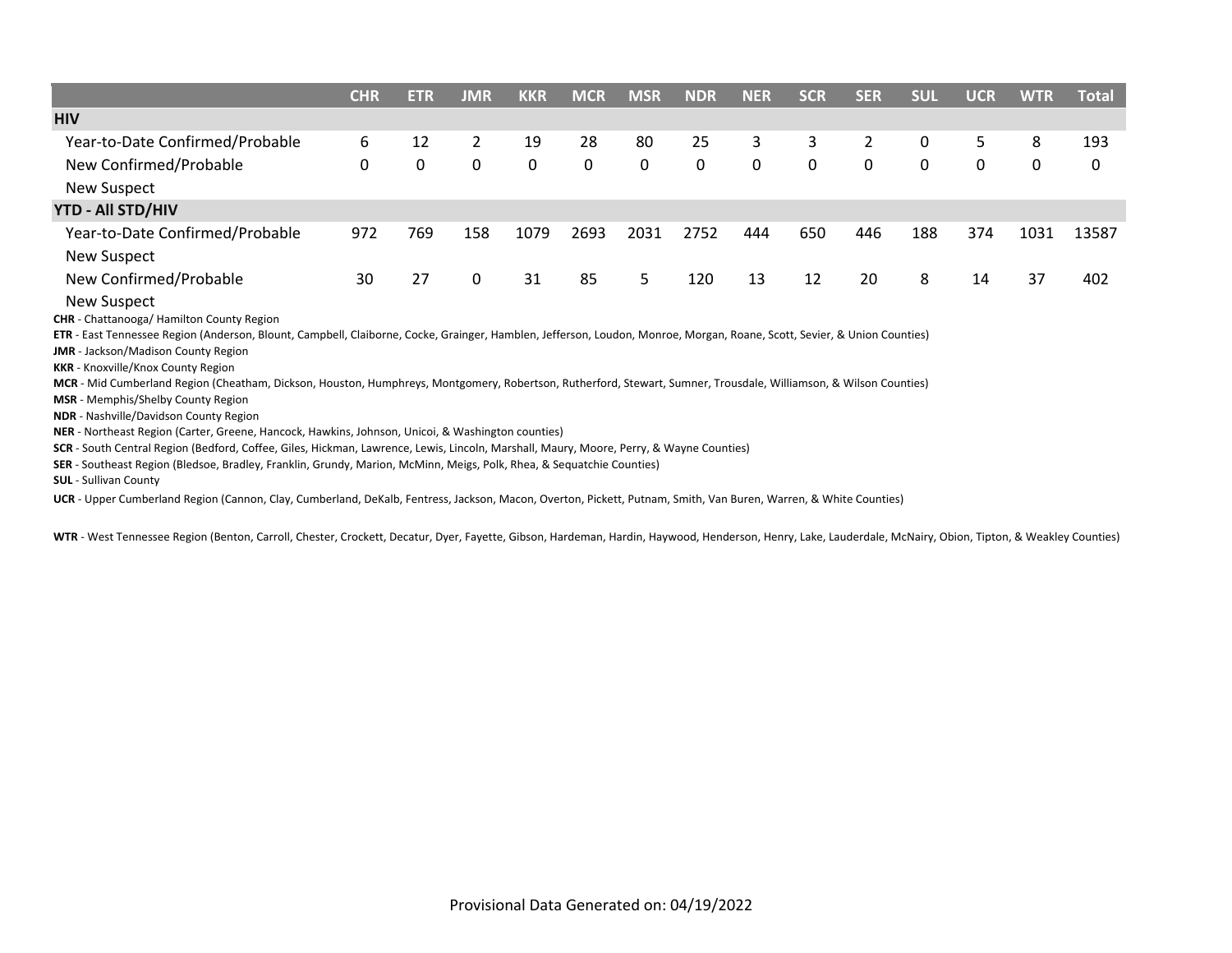| | CHR | ETR | JMR | KKR | MCR | MSR | NDR | NER | SCR | SER | SUL | UCR | WTR | Total |
|---|---|---|---|---|---|---|---|---|---|---|---|---|---|---|
| **HIV** | | | | | | | | | | | | | | |
| Year-to-Date Confirmed/Probable | 6 | 12 | 2 | 19 | 28 | 80 | 25 | 3 | 3 | 2 | 0 | 5 | 8 | 193 |
| New Confirmed/Probable | 0 | 0 | 0 | 0 | 0 | 0 | 0 | 0 | 0 | 0 | 0 | 0 | 0 | 0 |
| New Suspect | | | | | | | | | | | | | | |
| **YTD - All STD/HIV** | | | | | | | | | | | | | | |
| Year-to-Date Confirmed/Probable | 972 | 769 | 158 | 1079 | 2693 | 2031 | 2752 | 444 | 650 | 446 | 188 | 374 | 1031 | 13587 |
| New Suspect | | | | | | | | | | | | | | |
| New Confirmed/Probable | 30 | 27 | 0 | 31 | 85 | 5 | 120 | 13 | 12 | 20 | 8 | 14 | 37 | 402 |
| New Suspect | | | | | | | | | | | | | | |

**CHR** - Chattanooga/ Hamilton County Region

**ETR** - East Tennessee Region (Anderson, Blount, Campbell, Claiborne, Cocke, Grainger, Hamblen, Jefferson, Loudon, Monroe, Morgan, Roane, Scott, Sevier, & Union Counties)

**JMR** - Jackson/Madison County Region

**KKR** - Knoxville/Knox County Region

**MCR** - Mid Cumberland Region (Cheatham, Dickson, Houston, Humphreys, Montgomery, Robertson, Rutherford, Stewart, Sumner, Trousdale, Williamson, & Wilson Counties)

**MSR** - Memphis/Shelby County Region

**NDR** - Nashville/Davidson County Region

**NER** - Northeast Region (Carter, Greene, Hancock, Hawkins, Johnson, Unicoi, & Washington counties)

**SCR** - South Central Region (Bedford, Coffee, Giles, Hickman, Lawrence, Lewis, Lincoln, Marshall, Maury, Moore, Perry, & Wayne Counties)

**SER** - Southeast Region (Bledsoe, Bradley, Franklin, Grundy, Marion, McMinn, Meigs, Polk, Rhea, & Sequatchie Counties)

**SUL** - Sullivan County

**UCR** - Upper Cumberland Region (Cannon, Clay, Cumberland, DeKalb, Fentress, Jackson, Macon, Overton, Pickett, Putnam, Smith, Van Buren, Warren, & White Counties)

**WTR** - West Tennessee Region (Benton, Carroll, Chester, Crockett, Decatur, Dyer, Fayette, Gibson, Hardeman, Hardin, Haywood, Henderson, Henry, Lake, Lauderdale, McNairy, Obion, Tipton, & Weakley Counties)

Provisional Data Generated on: 04/19/2022